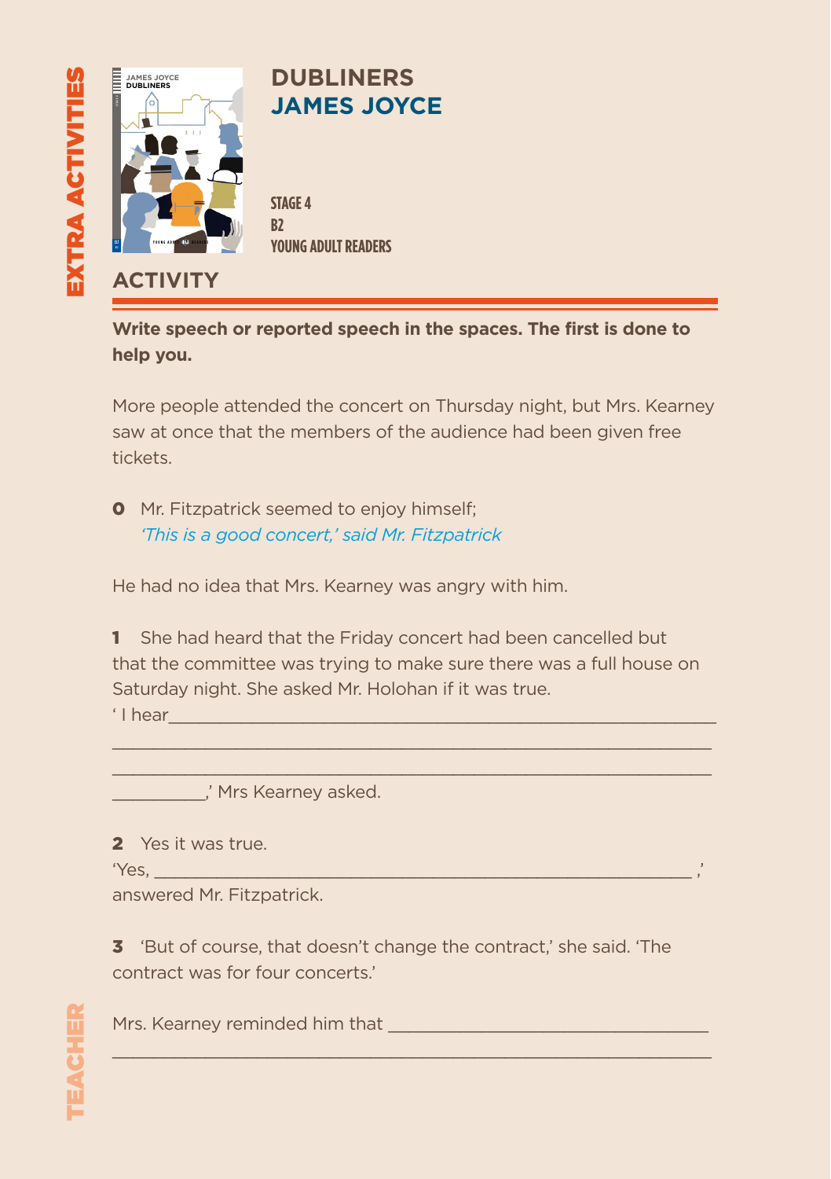EXTRA ACTIVITIES

# DUBLINERS
## JAMES JOYCE

STAGE 4
B2
YOUNG ADULT READERS

## ACTIVITY

**Write speech or reported speech in the spaces. The first is done to help you.**

More people attended the concert on Thursday night, but Mrs. Kearney saw at once that the members of the audience had been given free tickets.

**0** Mr. Fitzpatrick seemed to enjoy himself;
*'This is a good concert,' said Mr. Fitzpatrick*

He had no idea that Mrs. Kearney was angry with him.

**1** She had heard that the Friday concert had been cancelled but that the committee was trying to make sure there was a full house on Saturday night. She asked Mr. Holohan if it was true.
' I hear_______________________________________________________
_______________________________________________________________
_______________________________________________________________
__________,' Mrs Kearney asked.

**2** Yes it was true.
'Yes, _______________________________________________________ ,'
answered Mr. Fitzpatrick.

**3** 'But of course, that doesn't change the contract,' she said. 'The contract was for four concerts.'

Mrs. Kearney reminded him that ________________________________
_______________________________________________________________

TEACHER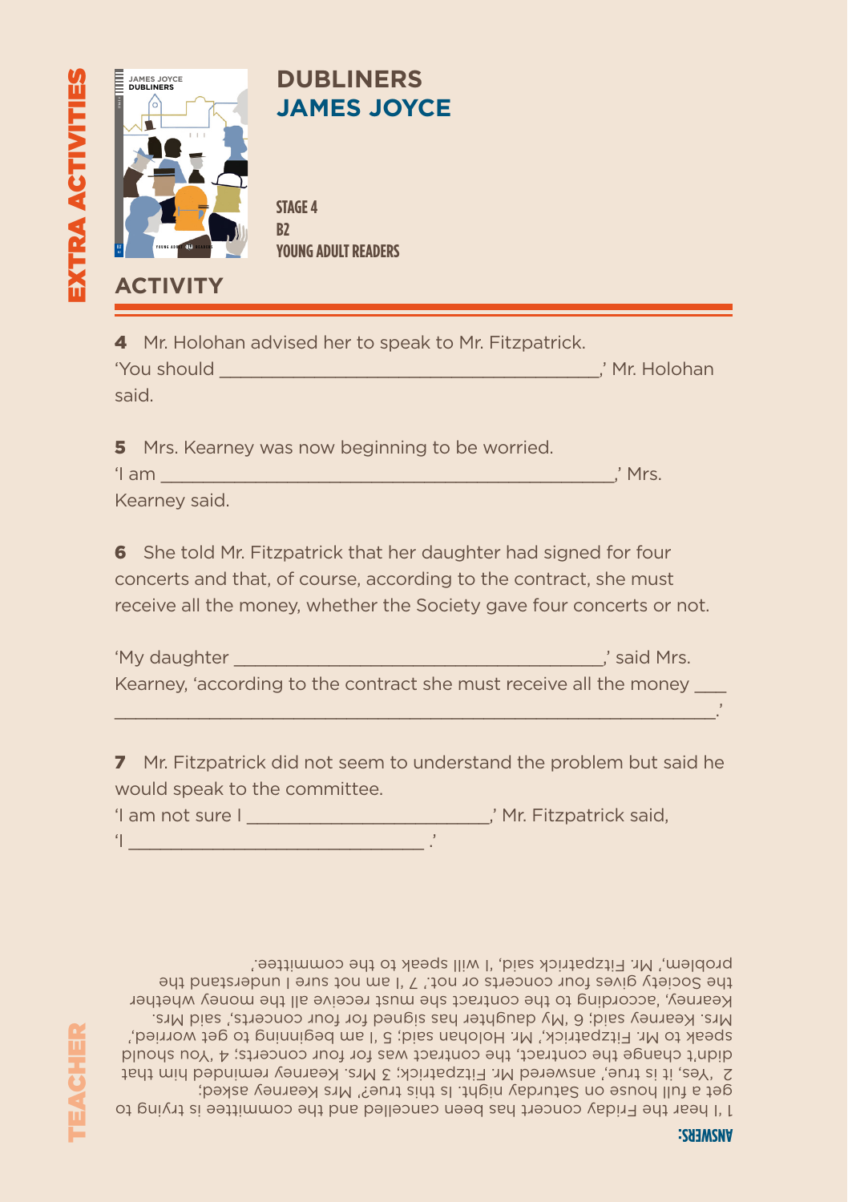EXTRA ACTIVITIES

# DUBLINERS
# JAMES JOYCE

**STAGE 4**
**B2**
**YOUNG ADULT READERS**

## ACTIVITY

**4** Mr. Holohan advised her to speak to Mr. Fitzpatrick.
'You should ________________________________________,' Mr. Holohan said.

**5** Mrs. Kearney was now beginning to be worried.
'I am ________________________________________________,' Mrs. Kearney said.

**6** She told Mr. Fitzpatrick that her daughter had signed for four concerts and that, of course, according to the contract, she must receive all the money, whether the Society gave four concerts or not.

'My daughter ________________________________________,' said Mrs. Kearney, 'according to the contract she must receive all the money ___ ________________________________________________________________.'

**7** Mr. Fitzpatrick did not seem to understand the problem but said he would speak to the committee.
'I am not sure I _________________________,' Mr. Fitzpatrick said, 'I ________________________________ .'

TEACHER

**ANSWERS:**

1 I hear the Friday concert has been cancelled and the committee is trying to get a full house on Saturday night. Is this true?' Mrs Kearney asked; 2 'Yes, it is true,' answered Mr. Fitzpatrick; 3 Mrs. Kearney reminded him that didn't change the contract, the contract was for four concerts; 4 'You should speak to Mr. Fitzpatrick,' Mr. Holohan said; 5 'I am beginning to get worried,' Mrs. Kearney said; 6 'My daughter has signed for four concerts,' said Mrs. Kearney, 'according to the contract she must receive all the money whether the Society gives four concerts or not.' 7 'I am not sure I understand the problem,' Mr. Fitzpatrick said, 'I will speak to the committee.'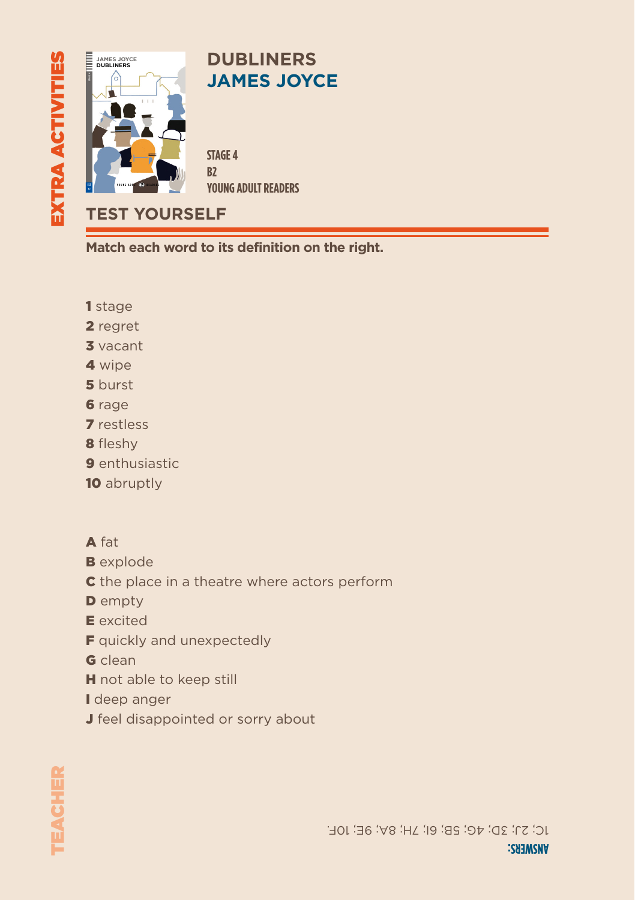EXTRA ACTIVITIES

# DUBLINERS
## JAMES JOYCE

STAGE 4
B2
YOUNG ADULT READERS

## TEST YOURSELF

**Match each word to its definition on the right.**

**1** stage
**2** regret
**3** vacant
**4** wipe
**5** burst
**6** rage
**7** restless
**8** fleshy
**9** enthusiastic
**10** abruptly

**A** fat
**B** explode
**C** the place in a theatre where actors perform
**D** empty
**E** excited
**F** quickly and unexpectedly
**G** clean
**H** not able to keep still
**I** deep anger
**J** feel disappointed or sorry about

TEACHER

**ANSWERS:**
1C; 2J; 3D; 4G; 5B; 6I; 7H; 8A; 9E; 10F.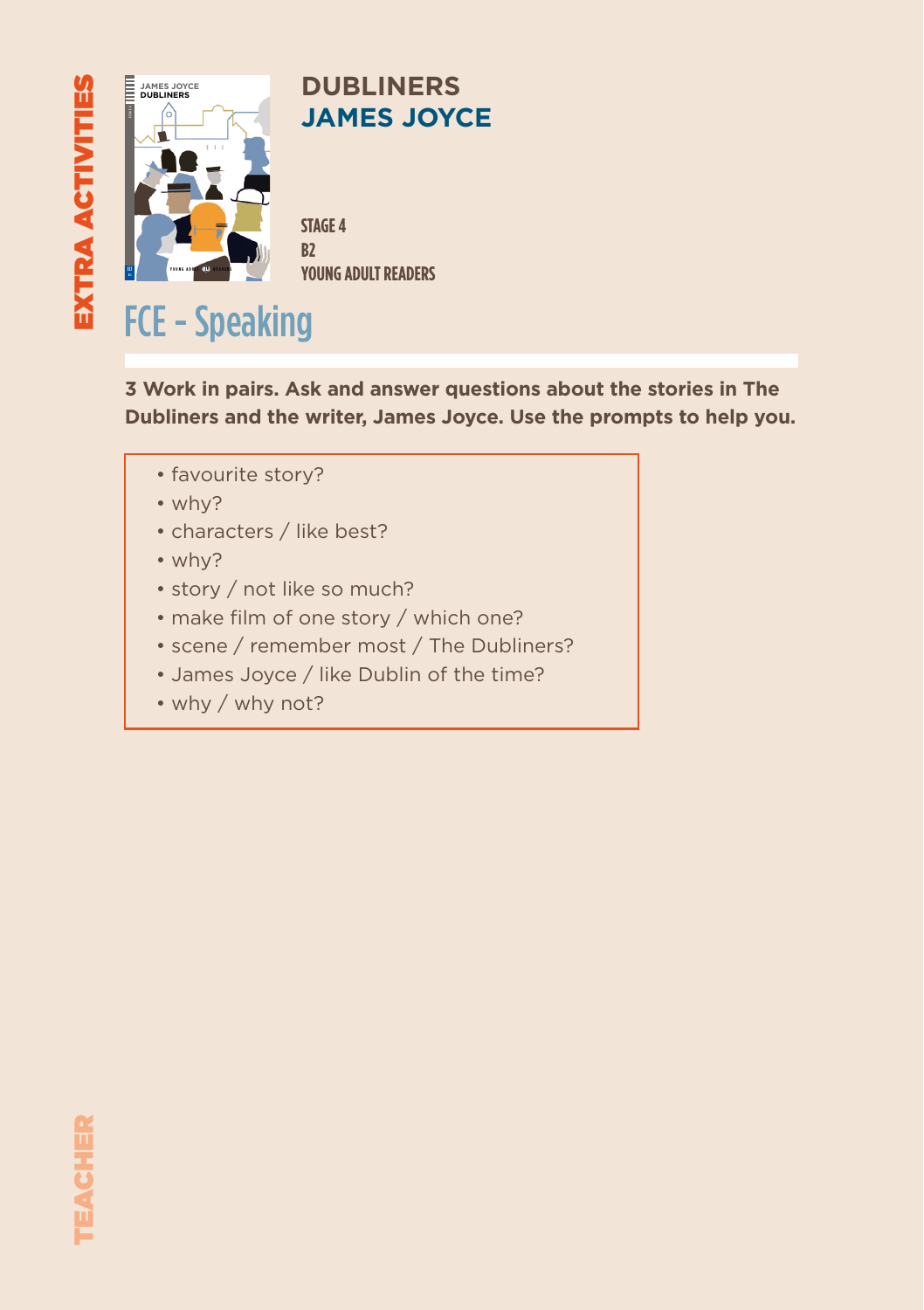EXTRA ACTIVITIES

# DUBLINERS
## JAMES JOYCE

STAGE 4
B2
YOUNG ADULT READERS

## FCE - Speaking

**3 Work in pairs. Ask and answer questions about the stories in The Dubliners and the writer, James Joyce. Use the prompts to help you.**

- favourite story?
- why?
- characters / like best?
- why?
- story / not like so much?
- make film of one story / which one?
- scene / remember most / The Dubliners?
- James Joyce / like Dublin of the time?
- why / why not?

TEACHER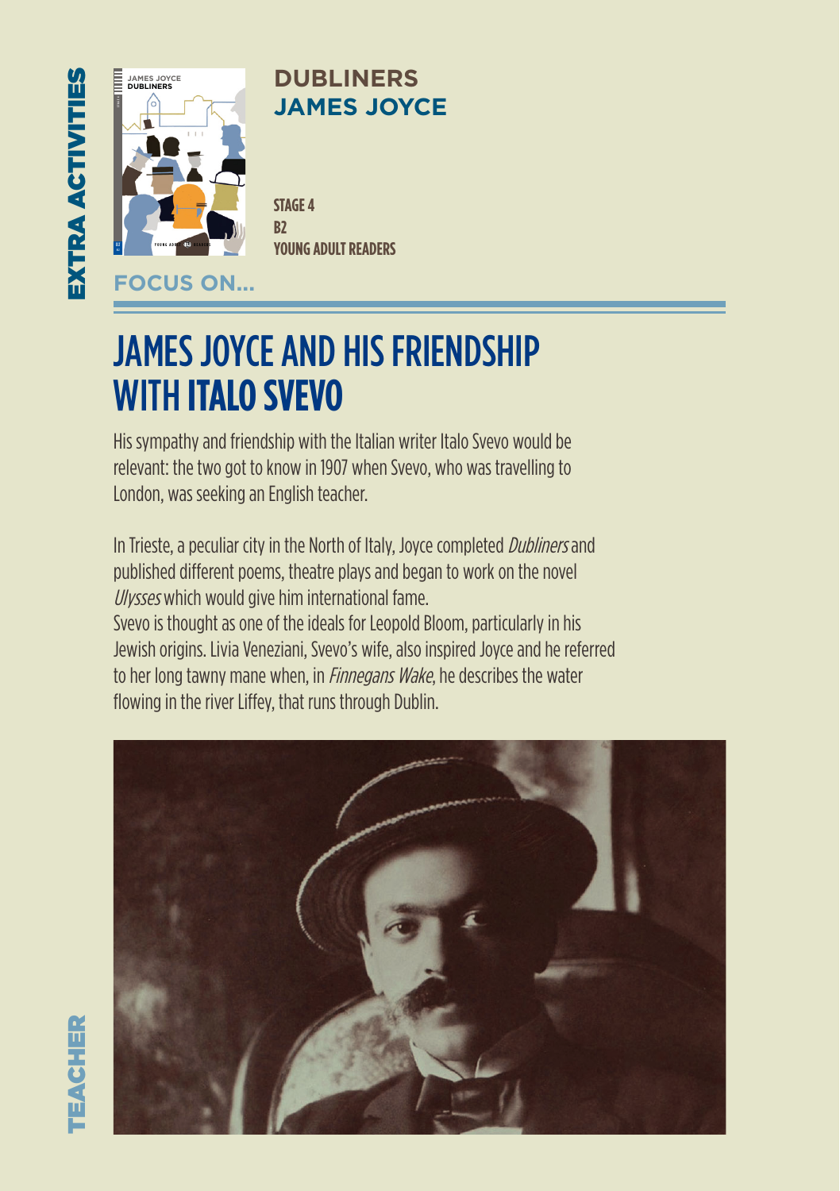EXTRA ACTIVITIES

# DUBLINERS
# JAMES JOYCE

STAGE 4
B2
YOUNG ADULT READERS

FOCUS ON...

# JAMES JOYCE AND HIS FRIENDSHIP WITH ITALO SVEVO

His sympathy and friendship with the Italian writer Italo Svevo would be relevant: the two got to know in 1907 when Svevo, who was travelling to London, was seeking an English teacher.

In Trieste, a peculiar city in the North of Italy, Joyce completed *Dubliners* and published different poems, theatre plays and began to work on the novel *Ulysses* which would give him international fame.
Svevo is thought as one of the ideals for Leopold Bloom, particularly in his Jewish origins. Livia Veneziani, Svevo's wife, also inspired Joyce and he referred to her long tawny mane when, in *Finnegans Wake*, he describes the water flowing in the river Liffey, that runs through Dublin.

TEACHER